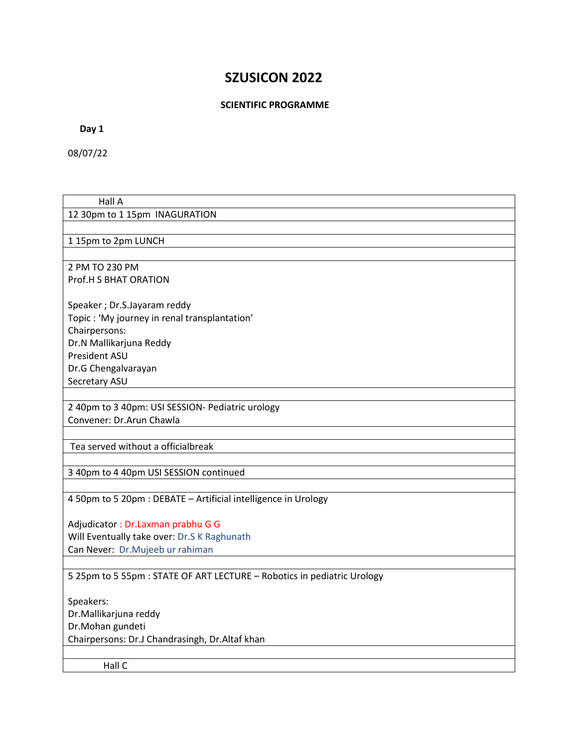# SZUSICON 2022

**SCIENTIFIC PROGRAMME**

**Day 1**

08/07/22

| Hall A |
|---|
| 12 30pm to 1 15pm INAGURATION |
| |
| 1 15pm to 2pm LUNCH |
| |
| 2 PM TO 230 PM<br>Prof.H S BHAT ORATION<br><br>Speaker ; Dr.S.Jayaram reddy<br>Topic : 'My journey in renal transplantation'<br>Chairpersons:<br>Dr.N Mallikarjuna Reddy<br>President ASU<br>Dr.G Chengalvarayan<br>Secretary ASU |
| |
| 2 40pm to 3 40pm: USI SESSION- Pediatric urology<br>Convener: Dr.Arun Chawla |
| |
| Tea served without a officialbreak |
| |
| 3 40pm to 4 40pm USI SESSION continued |
| |
| 4 50pm to 5 20pm : DEBATE – Artificial intelligence in Urology<br><br>Adjudicator : Dr.Laxman prabhu G G<br>Will Eventually take over: Dr.S K Raghunath<br>Can Never: Dr.Mujeeb ur rahiman |
| |
| 5 25pm to 5 55pm : STATE OF ART LECTURE – Robotics in pediatric Urology<br><br>Speakers:<br>Dr.Mallikarjuna reddy<br>Dr.Mohan gundeti<br>Chairpersons: Dr.J Chandrasingh, Dr.Altaf khan |
| |
| Hall C |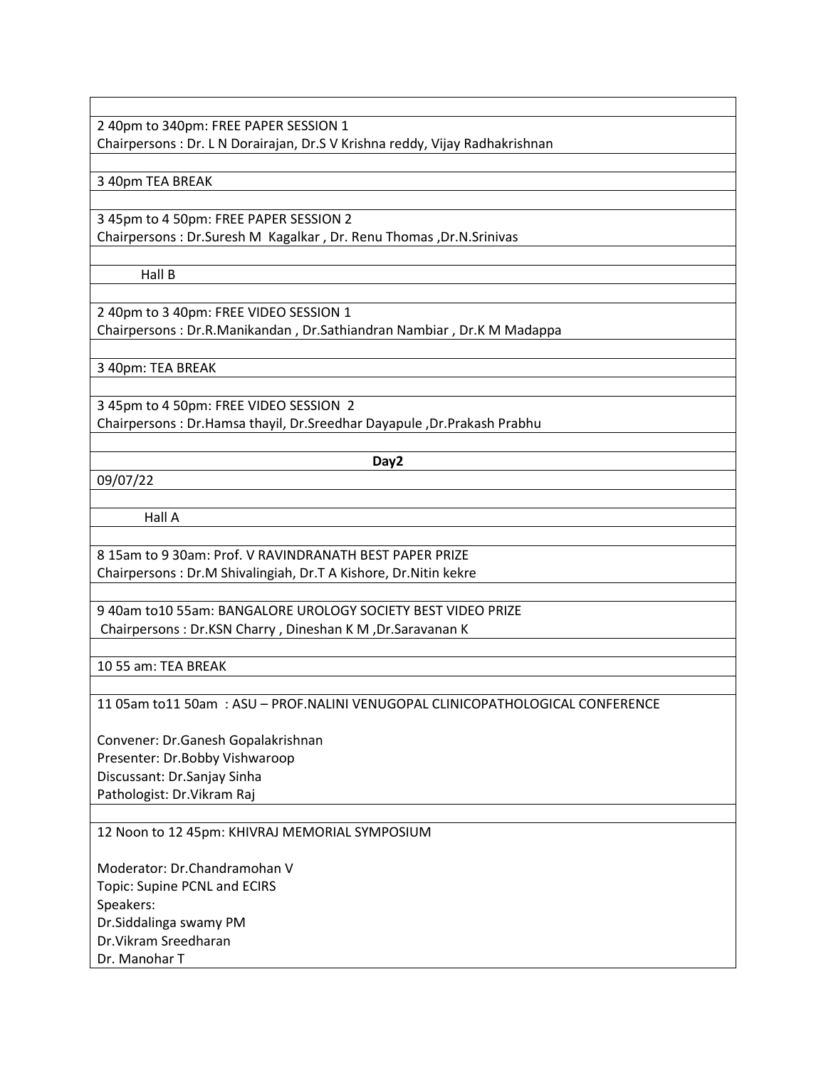2 40pm to 340pm: FREE PAPER SESSION 1
Chairpersons : Dr. L N Dorairajan, Dr.S V Krishna reddy, Vijay Radhakrishnan

3 40pm TEA BREAK

3 45pm to 4 50pm: FREE PAPER SESSION 2
Chairpersons : Dr.Suresh M Kagalkar , Dr. Renu Thomas ,Dr.N.Srinivas

Hall B

2 40pm to 3 40pm: FREE VIDEO SESSION 1
Chairpersons : Dr.R.Manikandan , Dr.Sathiandran Nambiar , Dr.K M Madappa

3 40pm: TEA BREAK

3 45pm to 4 50pm: FREE VIDEO SESSION 2
Chairpersons : Dr.Hamsa thayil, Dr.Sreedhar Dayapule ,Dr.Prakash Prabhu

**Day2**

09/07/22

Hall A

8 15am to 9 30am: Prof. V RAVINDRANATH BEST PAPER PRIZE
Chairpersons : Dr.M Shivalingiah, Dr.T A Kishore, Dr.Nitin kekre

9 40am to10 55am: BANGALORE UROLOGY SOCIETY BEST VIDEO PRIZE
Chairpersons : Dr.KSN Charry , Dineshan K M ,Dr.Saravanan K

10 55 am: TEA BREAK

11 05am to11 50am : ASU – PROF.NALINI VENUGOPAL CLINICOPATHOLOGICAL CONFERENCE

Convener: Dr.Ganesh Gopalakrishnan
Presenter: Dr.Bobby Vishwaroop
Discussant: Dr.Sanjay Sinha
Pathologist: Dr.Vikram Raj

12 Noon to 12 45pm: KHIVRAJ MEMORIAL SYMPOSIUM

Moderator: Dr.Chandramohan V
Topic: Supine PCNL and ECIRS
Speakers:
Dr.Siddalinga swamy PM
Dr.Vikram Sreedharan
Dr. Manohar T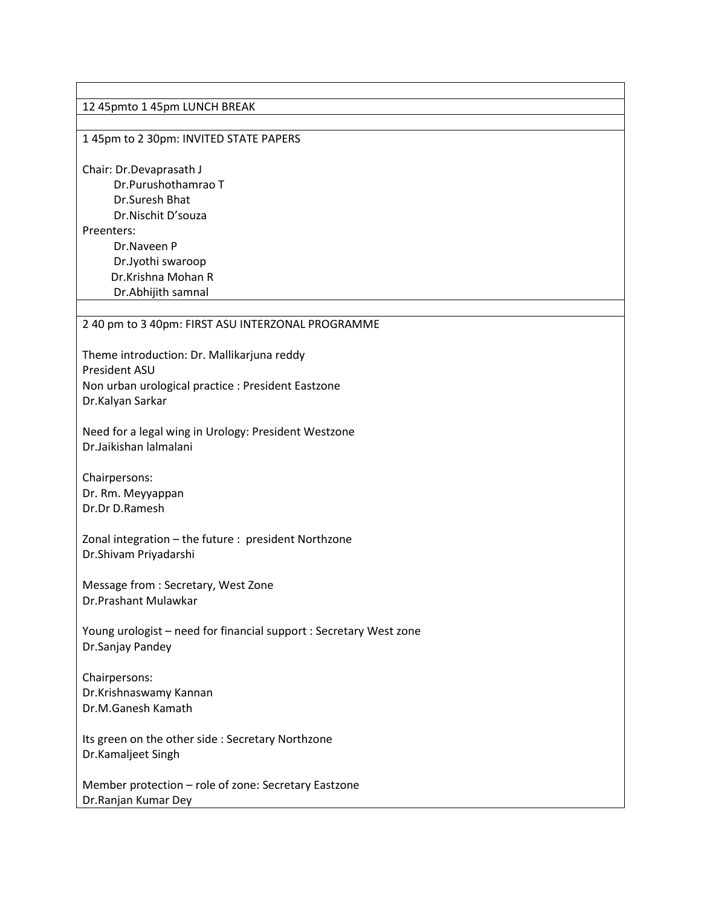12 45pmto 1 45pm LUNCH BREAK

1 45pm to 2 30pm: INVITED STATE PAPERS

Chair: Dr.Devaprasath J
Dr.Purushothamrao T
Dr.Suresh Bhat
Dr.Nischit D'souza

Preenters:
Dr.Naveen P
Dr.Jyothi swaroop
Dr.Krishna Mohan R
Dr.Abhijith samnal

2 40 pm to 3 40pm: FIRST ASU INTERZONAL PROGRAMME

Theme introduction: Dr. Mallikarjuna reddy
President ASU

Non urban urological practice : President Eastzone
Dr.Kalyan Sarkar

Need for a legal wing in Urology: President Westzone
Dr.Jaikishan lalmalani

Chairpersons:
Dr. Rm. Meyyappan
Dr.Dr D.Ramesh

Zonal integration – the future : president Northzone
Dr.Shivam Priyadarshi

Message from : Secretary, West Zone
Dr.Prashant Mulawkar

Young urologist – need for financial support : Secretary West zone
Dr.Sanjay Pandey

Chairpersons:
Dr.Krishnaswamy Kannan
Dr.M.Ganesh Kamath

Its green on the other side : Secretary Northzone
Dr.Kamaljeet Singh

Member protection – role of zone: Secretary Eastzone
Dr.Ranjan Kumar Dey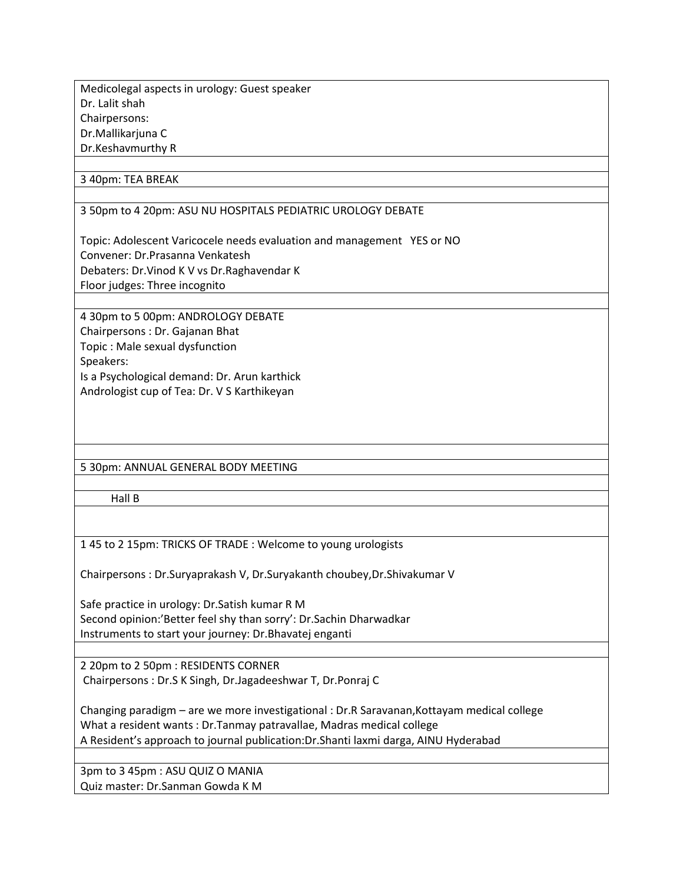Medicolegal aspects in urology: Guest speaker
Dr. Lalit shah
Chairpersons:
Dr.Mallikarjuna C
Dr.Keshavmurthy R

3 40pm: TEA BREAK

3 50pm to 4 20pm: ASU NU HOSPITALS PEDIATRIC UROLOGY DEBATE

Topic: Adolescent Varicocele needs evaluation and management YES or NO
Convener: Dr.Prasanna Venkatesh
Debaters: Dr.Vinod K V vs Dr.Raghavendar K
Floor judges: Three incognito

4 30pm to 5 00pm: ANDROLOGY DEBATE
Chairpersons : Dr. Gajanan Bhat
Topic : Male sexual dysfunction
Speakers:
Is a Psychological demand: Dr. Arun karthick
Andrologist cup of Tea: Dr. V S Karthikeyan

5 30pm: ANNUAL GENERAL BODY MEETING

Hall B

1 45 to 2 15pm: TRICKS OF TRADE : Welcome to young urologists

Chairpersons : Dr.Suryaprakash V, Dr.Suryakanth choubey,Dr.Shivakumar V

Safe practice in urology: Dr.Satish kumar R M
Second opinion:'Better feel shy than sorry': Dr.Sachin Dharwadkar
Instruments to start your journey: Dr.Bhavatej enganti

2 20pm to 2 50pm : RESIDENTS CORNER
Chairpersons : Dr.S K Singh, Dr.Jagadeeshwar T, Dr.Ponraj C

Changing paradigm – are we more investigational : Dr.R Saravanan,Kottayam medical college
What a resident wants : Dr.Tanmay patravallae, Madras medical college
A Resident's approach to journal publication:Dr.Shanti laxmi darga, AINU Hyderabad

3pm to 3 45pm : ASU QUIZ O MANIA
Quiz master: Dr.Sanman Gowda K M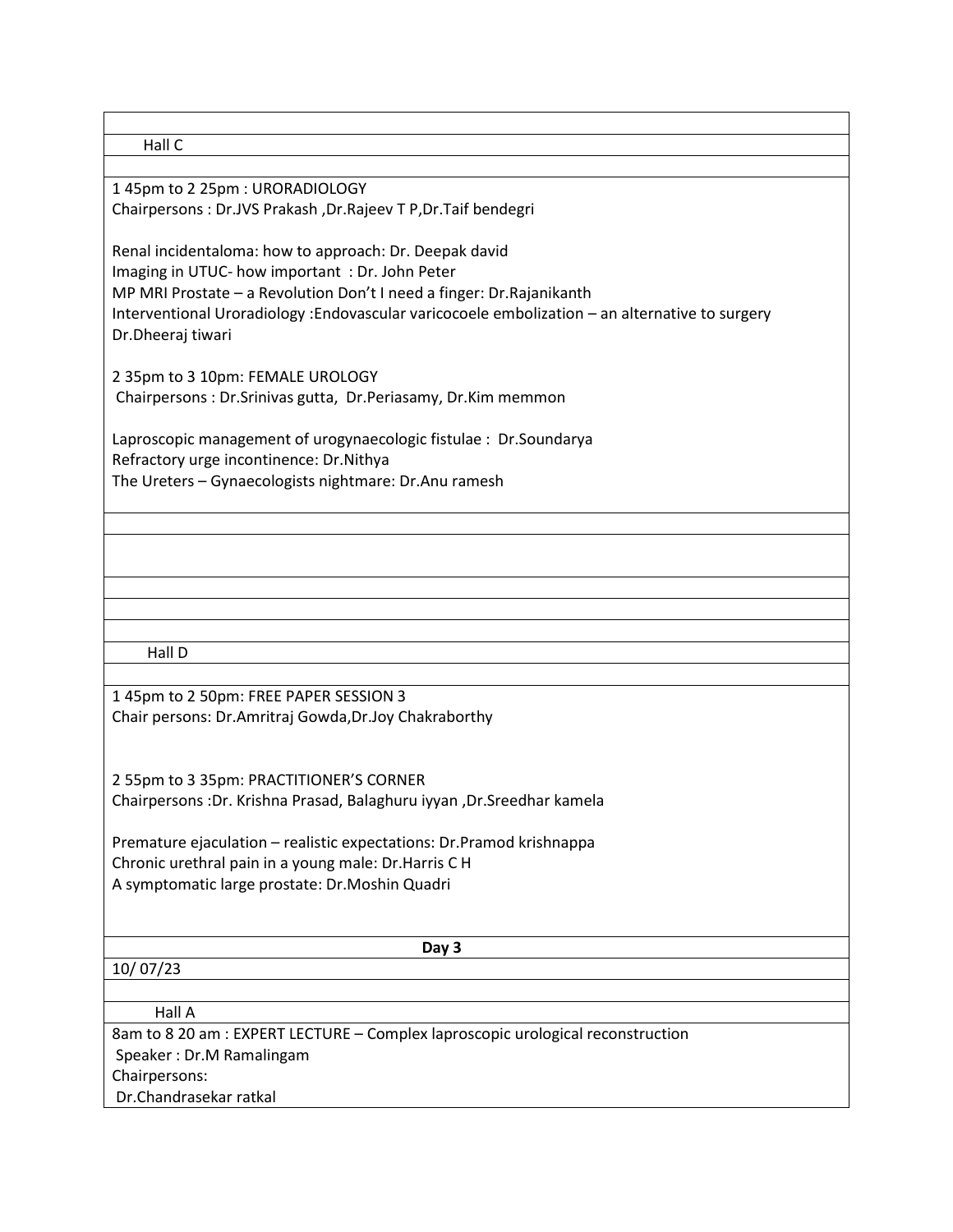## Hall C

1 45pm to 2 25pm : URORADIOLOGY
Chairpersons : Dr.JVS Prakash ,Dr.Rajeev T P,Dr.Taif bendegri

Renal incidentaloma: how to approach: Dr. Deepak david
Imaging in UTUC- how important : Dr. John Peter
MP MRI Prostate – a Revolution Don't I need a finger: Dr.Rajanikanth
Interventional Uroradiology :Endovascular varicocoele embolization – an alternative to surgery Dr.Dheeraj tiwari

2 35pm to 3 10pm: FEMALE UROLOGY
Chairpersons : Dr.Srinivas gutta, Dr.Periasamy, Dr.Kim memmon

Laproscopic management of urogynaecologic fistulae : Dr.Soundarya
Refractory urge incontinence: Dr.Nithya
The Ureters – Gynaecologists nightmare: Dr.Anu ramesh

## Hall D

1 45pm to 2 50pm: FREE PAPER SESSION 3
Chair persons: Dr.Amritraj Gowda,Dr.Joy Chakraborthy

2 55pm to 3 35pm: PRACTITIONER'S CORNER
Chairpersons :Dr. Krishna Prasad, Balaghuru iyyan ,Dr.Sreedhar kamela

Premature ejaculation – realistic expectations: Dr.Pramod krishnappa
Chronic urethral pain in a young male: Dr.Harris C H
A symptomatic large prostate: Dr.Moshin Quadri

# Day 3

10/ 07/23

## Hall A

8am to 8 20 am : EXPERT LECTURE – Complex laproscopic urological reconstruction
Speaker : Dr.M Ramalingam
Chairpersons:
Dr.Chandrasekar ratkal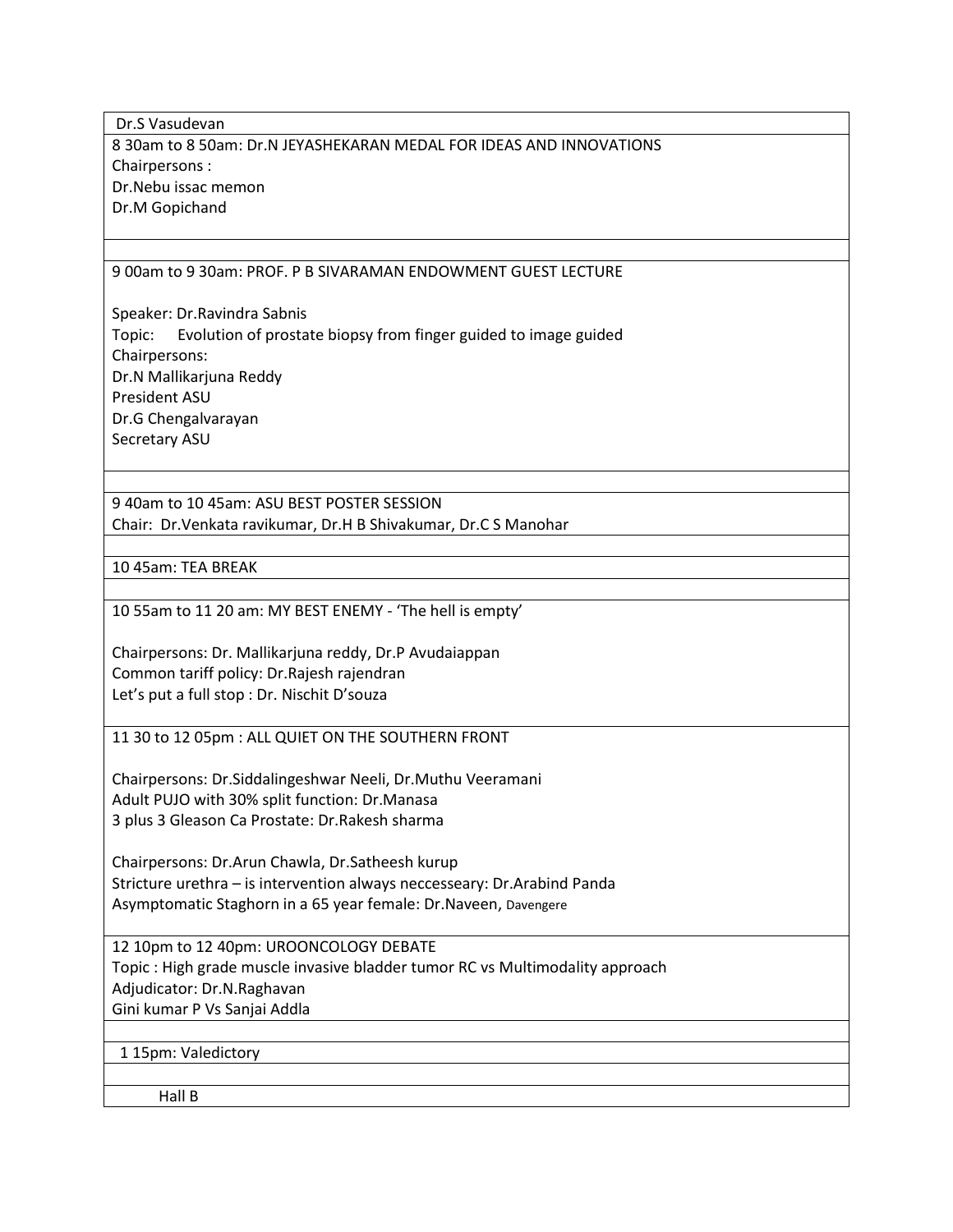Dr.S Vasudevan

8 30am to 8 50am: Dr.N JEYASHEKARAN MEDAL FOR IDEAS AND INNOVATIONS
Chairpersons :
Dr.Nebu issac memon
Dr.M Gopichand

9 00am to 9 30am: PROF. P B SIVARAMAN ENDOWMENT GUEST LECTURE

Speaker: Dr.Ravindra Sabnis
Topic: Evolution of prostate biopsy from finger guided to image guided
Chairpersons:
Dr.N Mallikarjuna Reddy
President ASU
Dr.G Chengalvarayan
Secretary ASU

9 40am to 10 45am: ASU BEST POSTER SESSION
Chair: Dr.Venkata ravikumar, Dr.H B Shivakumar, Dr.C S Manohar

10 45am: TEA BREAK

10 55am to 11 20 am: MY BEST ENEMY - 'The hell is empty'

Chairpersons: Dr. Mallikarjuna reddy, Dr.P Avudaiappan
Common tariff policy: Dr.Rajesh rajendran
Let's put a full stop : Dr. Nischit D'souza

11 30 to 12 05pm : ALL QUIET ON THE SOUTHERN FRONT

Chairpersons: Dr.Siddalingeshwar Neeli, Dr.Muthu Veeramani
Adult PUJO with 30% split function: Dr.Manasa
3 plus 3 Gleason Ca Prostate: Dr.Rakesh sharma

Chairpersons: Dr.Arun Chawla, Dr.Satheesh kurup
Stricture urethra – is intervention always neccesseary: Dr.Arabind Panda
Asymptomatic Staghorn in a 65 year female: Dr.Naveen, Davengere

12 10pm to 12 40pm: UROONCOLOGY DEBATE
Topic : High grade muscle invasive bladder tumor RC vs Multimodality approach
Adjudicator: Dr.N.Raghavan
Gini kumar P Vs Sanjai Addla

1 15pm: Valedictory

Hall B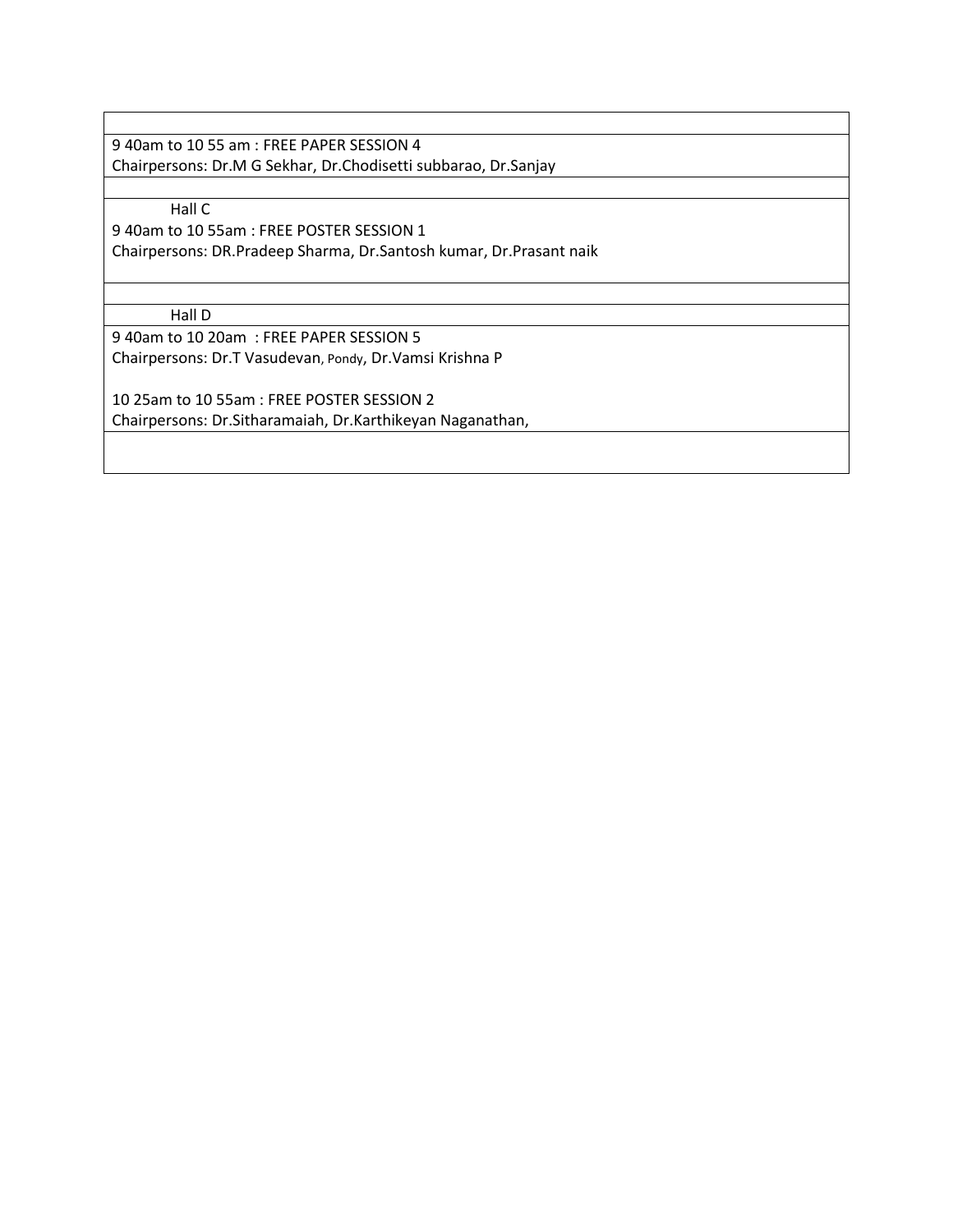9 40am to 10 55 am : FREE PAPER SESSION 4
Chairpersons: Dr.M G Sekhar, Dr.Chodisetti subbarao, Dr.Sanjay

Hall C

9 40am to 10 55am : FREE POSTER SESSION 1
Chairpersons: DR.Pradeep Sharma, Dr.Santosh kumar, Dr.Prasant naik

Hall D

9 40am to 10 20am : FREE PAPER SESSION 5
Chairpersons: Dr.T Vasudevan, Pondy, Dr.Vamsi Krishna P

10 25am to 10 55am : FREE POSTER SESSION 2
Chairpersons: Dr.Sitharamaiah, Dr.Karthikeyan Naganathan,